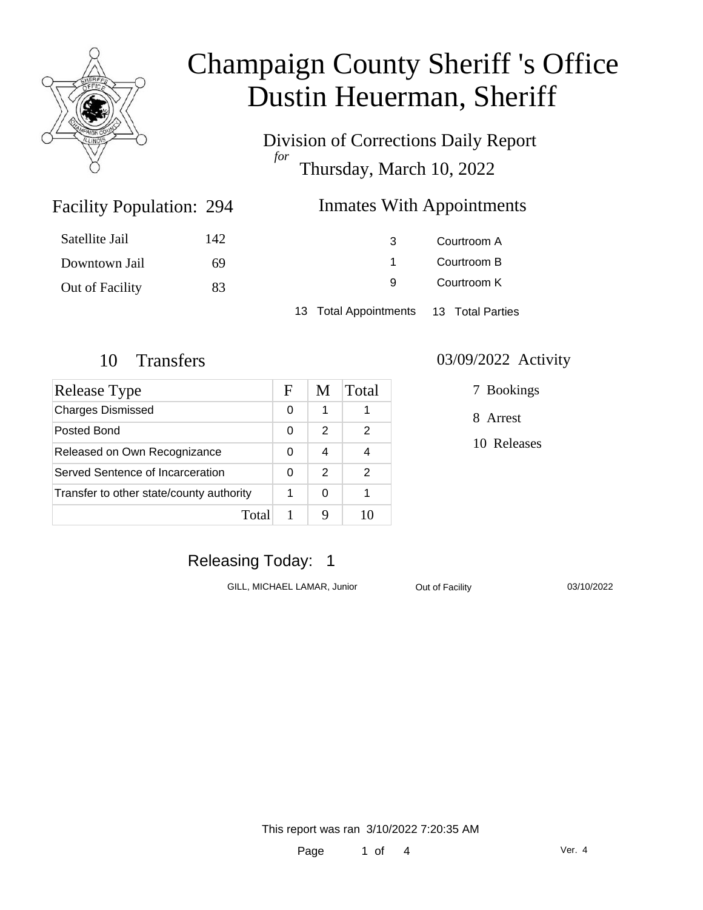# Champaign County Sheriff 's Office
# Dustin Heuerman, Sheriff

Division of Corrections Daily Report

*for*

Thursday, March 10, 2022

## Facility Population: 294

| | |
|---|---|
| Satellite Jail | 142 |
| Downtown Jail | 69 |
| Out of Facility | 83 |

## Inmates With Appointments

| | |
|---|---|
| 3 | Courtroom A |
| 1 | Courtroom B |
| 9 | Courtroom K |

13 Total Appointments 13 Total Parties

## 10 Transfers

| Release Type | F | M | Total |
|---|---|---|---|
| Charges Dismissed | 0 | 1 | 1 |
| Posted Bond | 0 | 2 | 2 |
| Released on Own Recognizance | 0 | 4 | 4 |
| Served Sentence of Incarceration | 0 | 2 | 2 |
| Transfer to other state/county authority | 1 | 0 | 1 |
| Total | 1 | 9 | 10 |

## 03/09/2022 Activity

7 Bookings

8 Arrest

10 Releases

## Releasing Today: 1

| | | |
|---|---|---|
| GILL, MICHAEL LAMAR, Junior | Out of Facility | 03/10/2022 |

This report was ran 3/10/2022 7:20:35 AM

Ver. 4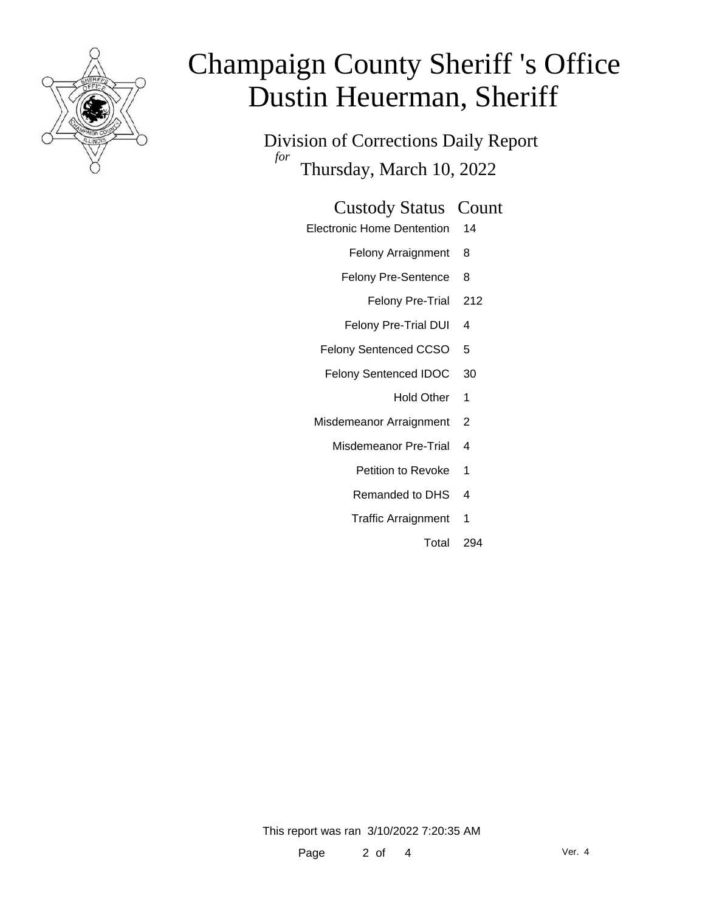# Champaign County Sheriff 's Office
# Dustin Heuerman, Sheriff

Division of Corrections Daily Report

*for* Thursday, March 10, 2022

| Custody Status | Count |
|---|---|
| Electronic Home Dentention | 14 |
| Felony Arraignment | 8 |
| Felony Pre-Sentence | 8 |
| Felony Pre-Trial | 212 |
| Felony Pre-Trial DUI | 4 |
| Felony Sentenced CCSO | 5 |
| Felony Sentenced IDOC | 30 |
| Hold Other | 1 |
| Misdemeanor Arraignment | 2 |
| Misdemeanor Pre-Trial | 4 |
| Petition to Revoke | 1 |
| Remanded to DHS | 4 |
| Traffic Arraignment | 1 |
| Total | 294 |

This report was ran 3/10/2022 7:20:35 AM

Ver. 4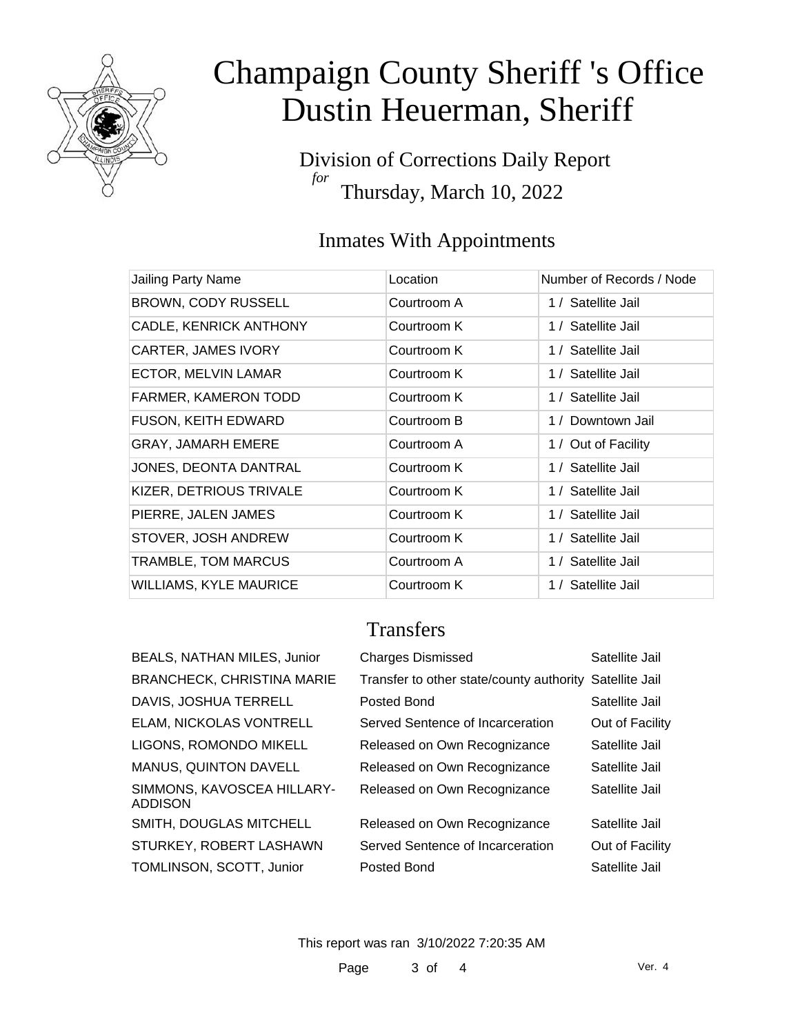# Champaign County Sheriff 's Office
# Dustin Heuerman, Sheriff

Division of Corrections Daily Report
*for*
Thursday, March 10, 2022

## Inmates With Appointments

| Jailing Party Name | Location | Number of Records / Node |
| --- | --- | --- |
| BROWN, CODY RUSSELL | Courtroom A | 1 / Satellite Jail |
| CADLE, KENRICK ANTHONY | Courtroom K | 1 / Satellite Jail |
| CARTER, JAMES IVORY | Courtroom K | 1 / Satellite Jail |
| ECTOR, MELVIN LAMAR | Courtroom K | 1 / Satellite Jail |
| FARMER, KAMERON TODD | Courtroom K | 1 / Satellite Jail |
| FUSON, KEITH EDWARD | Courtroom B | 1 / Downtown Jail |
| GRAY, JAMARH EMERE | Courtroom A | 1 / Out of Facility |
| JONES, DEONTA DANTRAL | Courtroom K | 1 / Satellite Jail |
| KIZER, DETRIOUS TRIVALE | Courtroom K | 1 / Satellite Jail |
| PIERRE, JALEN JAMES | Courtroom K | 1 / Satellite Jail |
| STOVER, JOSH ANDREW | Courtroom K | 1 / Satellite Jail |
| TRAMBLE, TOM MARCUS | Courtroom A | 1 / Satellite Jail |
| WILLIAMS, KYLE MAURICE | Courtroom K | 1 / Satellite Jail |

## Transfers

| | | |
| --- | --- | --- |
| BEALS, NATHAN MILES, Junior | Charges Dismissed | Satellite Jail |
| BRANCHECK, CHRISTINA MARIE | Transfer to other state/county authority | Satellite Jail |
| DAVIS, JOSHUA TERRELL | Posted Bond | Satellite Jail |
| ELAM, NICKOLAS VONTRELL | Served Sentence of Incarceration | Out of Facility |
| LIGONS, ROMONDO MIKELL | Released on Own Recognizance | Satellite Jail |
| MANUS, QUINTON DAVELL | Released on Own Recognizance | Satellite Jail |
| SIMMONS, KAVOSCEA HILLARY-ADDISON | Released on Own Recognizance | Satellite Jail |
| SMITH, DOUGLAS MITCHELL | Released on Own Recognizance | Satellite Jail |
| STURKEY, ROBERT LASHAWN | Served Sentence of Incarceration | Out of Facility |
| TOMLINSON, SCOTT, Junior | Posted Bond | Satellite Jail |

This report was ran 3/10/2022 7:20:35 AM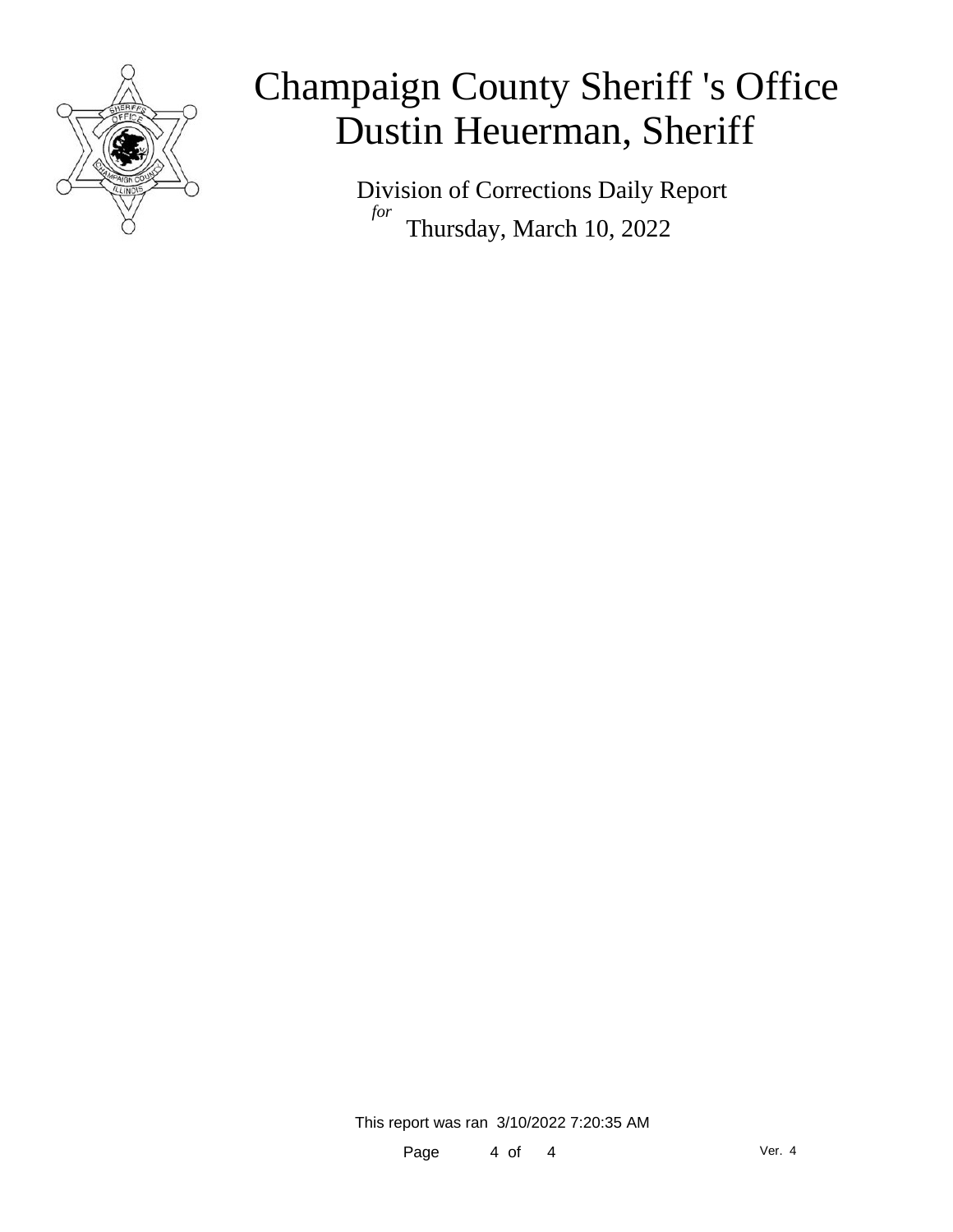# Champaign County Sheriff 's Office
# Dustin Heuerman, Sheriff

Division of Corrections Daily Report
*for* Thursday, March 10, 2022

This report was ran 3/10/2022 7:20:35 AM

Ver. 4